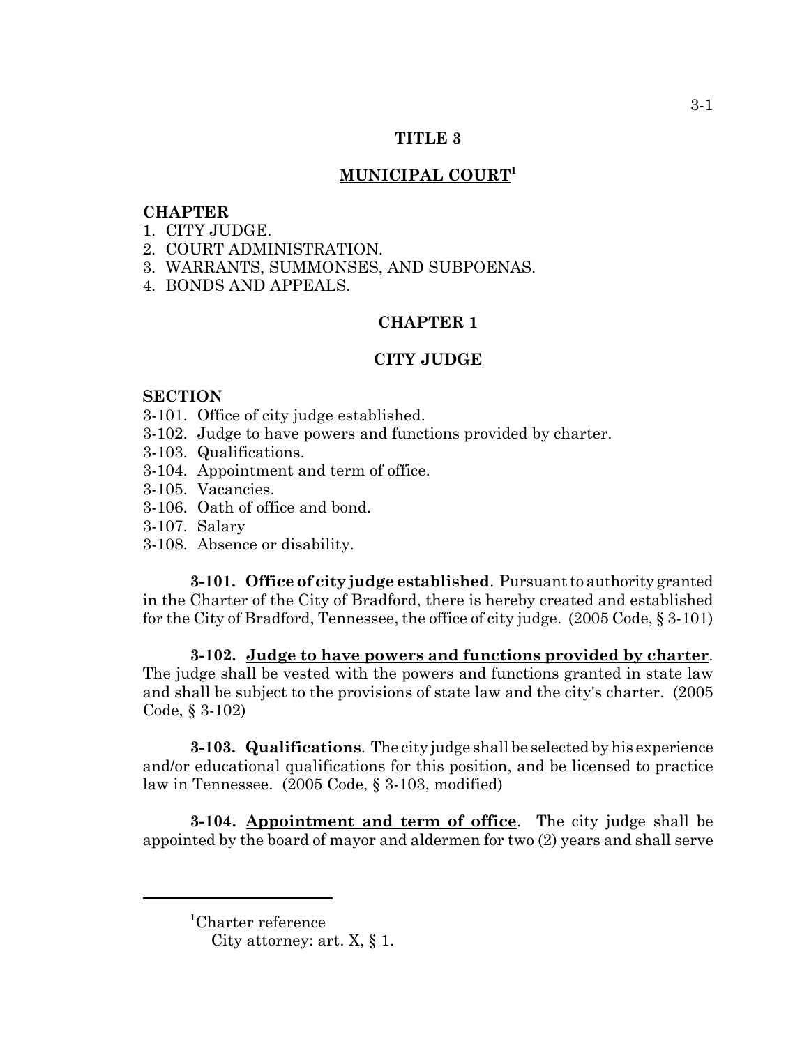# TITLE 3

## MUNICIPAL COURT[1]

**CHAPTER**

1. CITY JUDGE.
2. COURT ADMINISTRATION.
3. WARRANTS, SUMMONSES, AND SUBPOENAS.
4. BONDS AND APPEALS.

## CHAPTER 1

## CITY JUDGE

**SECTION**

3-101. Office of city judge established.
3-102. Judge to have powers and functions provided by charter.
3-103. Qualifications.
3-104. Appointment and term of office.
3-105. Vacancies.
3-106. Oath of office and bond.
3-107. Salary
3-108. Absence or disability.

**3-101. Office of city judge established**. Pursuant to authority granted in the Charter of the City of Bradford, there is hereby created and established for the City of Bradford, Tennessee, the office of city judge. (2005 Code, § 3-101)

**3-102. Judge to have powers and functions provided by charter**. The judge shall be vested with the powers and functions granted in state law and shall be subject to the provisions of state law and the city's charter. (2005 Code, § 3-102)

**3-103. Qualifications**. The city judge shall be selected by his experience and/or educational qualifications for this position, and be licensed to practice law in Tennessee. (2005 Code, § 3-103, modified)

**3-104. Appointment and term of office**. The city judge shall be appointed by the board of mayor and aldermen for two (2) years and shall serve

---

[1]Charter reference
City attorney: art. X, § 1.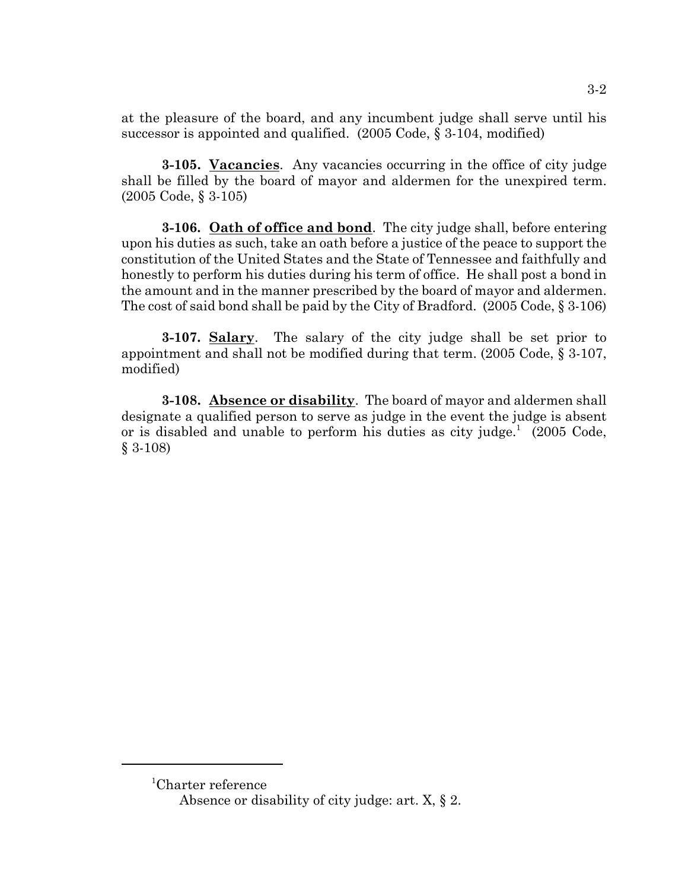at the pleasure of the board, and any incumbent judge shall serve until his successor is appointed and qualified. (2005 Code, § 3-104, modified)

**3-105. Vacancies**. Any vacancies occurring in the office of city judge shall be filled by the board of mayor and aldermen for the unexpired term. (2005 Code, § 3-105)

**3-106. Oath of office and bond**. The city judge shall, before entering upon his duties as such, take an oath before a justice of the peace to support the constitution of the United States and the State of Tennessee and faithfully and honestly to perform his duties during his term of office. He shall post a bond in the amount and in the manner prescribed by the board of mayor and aldermen. The cost of said bond shall be paid by the City of Bradford. (2005 Code, § 3-106)

**3-107. Salary**. The salary of the city judge shall be set prior to appointment and shall not be modified during that term. (2005 Code, § 3-107, modified)

**3-108. Absence or disability**. The board of mayor and aldermen shall designate a qualified person to serve as judge in the event the judge is absent or is disabled and unable to perform his duties as city judge.[1] (2005 Code, § 3-108)

---

[1]Charter reference

Absence or disability of city judge: art. X, § 2.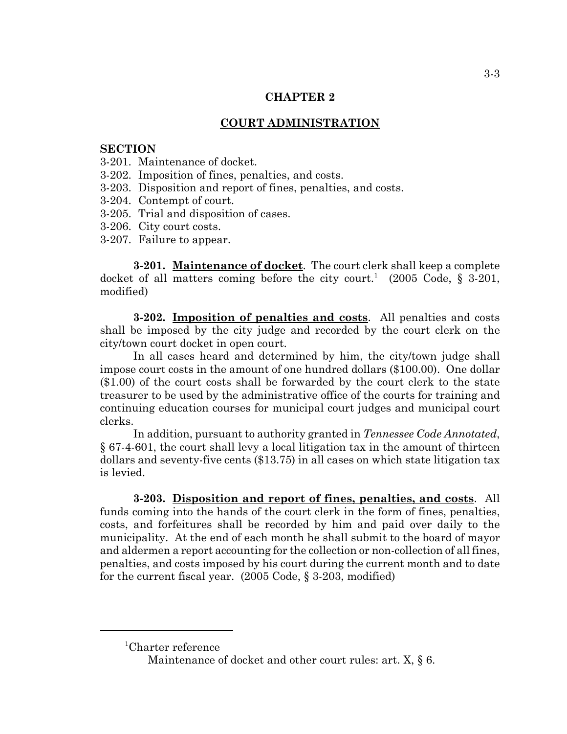## CHAPTER 2

## COURT ADMINISTRATION

**SECTION**

3-201. Maintenance of docket.
3-202. Imposition of fines, penalties, and costs.
3-203. Disposition and report of fines, penalties, and costs.
3-204. Contempt of court.
3-205. Trial and disposition of cases.
3-206. City court costs.
3-207. Failure to appear.

**3-201. Maintenance of docket**. The court clerk shall keep a complete docket of all matters coming before the city court.[1] (2005 Code, § 3-201, modified)

**3-202. Imposition of penalties and costs**. All penalties and costs shall be imposed by the city judge and recorded by the court clerk on the city/town court docket in open court.

In all cases heard and determined by him, the city/town judge shall impose court costs in the amount of one hundred dollars ($100.00). One dollar ($1.00) of the court costs shall be forwarded by the court clerk to the state treasurer to be used by the administrative office of the courts for training and continuing education courses for municipal court judges and municipal court clerks.

In addition, pursuant to authority granted in *Tennessee Code Annotated*, § 67-4-601, the court shall levy a local litigation tax in the amount of thirteen dollars and seventy-five cents ($13.75) in all cases on which state litigation tax is levied.

**3-203. Disposition and report of fines, penalties, and costs**. All funds coming into the hands of the court clerk in the form of fines, penalties, costs, and forfeitures shall be recorded by him and paid over daily to the municipality. At the end of each month he shall submit to the board of mayor and aldermen a report accounting for the collection or non-collection of all fines, penalties, and costs imposed by his court during the current month and to date for the current fiscal year. (2005 Code, § 3-203, modified)

---

[1]Charter reference

Maintenance of docket and other court rules: art. X, § 6.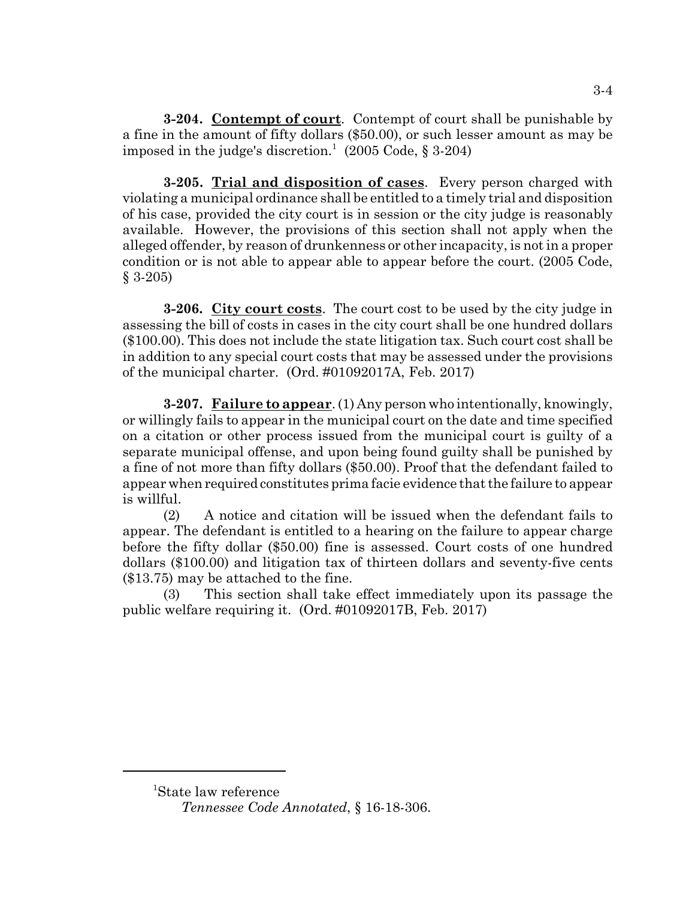**3-204. Contempt of court**. Contempt of court shall be punishable by a fine in the amount of fifty dollars ($50.00), or such lesser amount as may be imposed in the judge's discretion.[1] (2005 Code, § 3-204)

**3-205. Trial and disposition of cases**. Every person charged with violating a municipal ordinance shall be entitled to a timely trial and disposition of his case, provided the city court is in session or the city judge is reasonably available. However, the provisions of this section shall not apply when the alleged offender, by reason of drunkenness or other incapacity, is not in a proper condition or is not able to appear able to appear before the court. (2005 Code, § 3-205)

**3-206. City court costs**. The court cost to be used by the city judge in assessing the bill of costs in cases in the city court shall be one hundred dollars ($100.00). This does not include the state litigation tax. Such court cost shall be in addition to any special court costs that may be assessed under the provisions of the municipal charter. (Ord. #01092017A, Feb. 2017)

**3-207. Failure to appear**. (1) Any person who intentionally, knowingly, or willingly fails to appear in the municipal court on the date and time specified on a citation or other process issued from the municipal court is guilty of a separate municipal offense, and upon being found guilty shall be punished by a fine of not more than fifty dollars ($50.00). Proof that the defendant failed to appear when required constitutes prima facie evidence that the failure to appear is willful.

(2) A notice and citation will be issued when the defendant fails to appear. The defendant is entitled to a hearing on the failure to appear charge before the fifty dollar ($50.00) fine is assessed. Court costs of one hundred dollars ($100.00) and litigation tax of thirteen dollars and seventy-five cents ($13.75) may be attached to the fine.

(3) This section shall take effect immediately upon its passage the public welfare requiring it. (Ord. #01092017B, Feb. 2017)

---

[1] State law reference
*Tennessee Code Annotated*, § 16-18-306.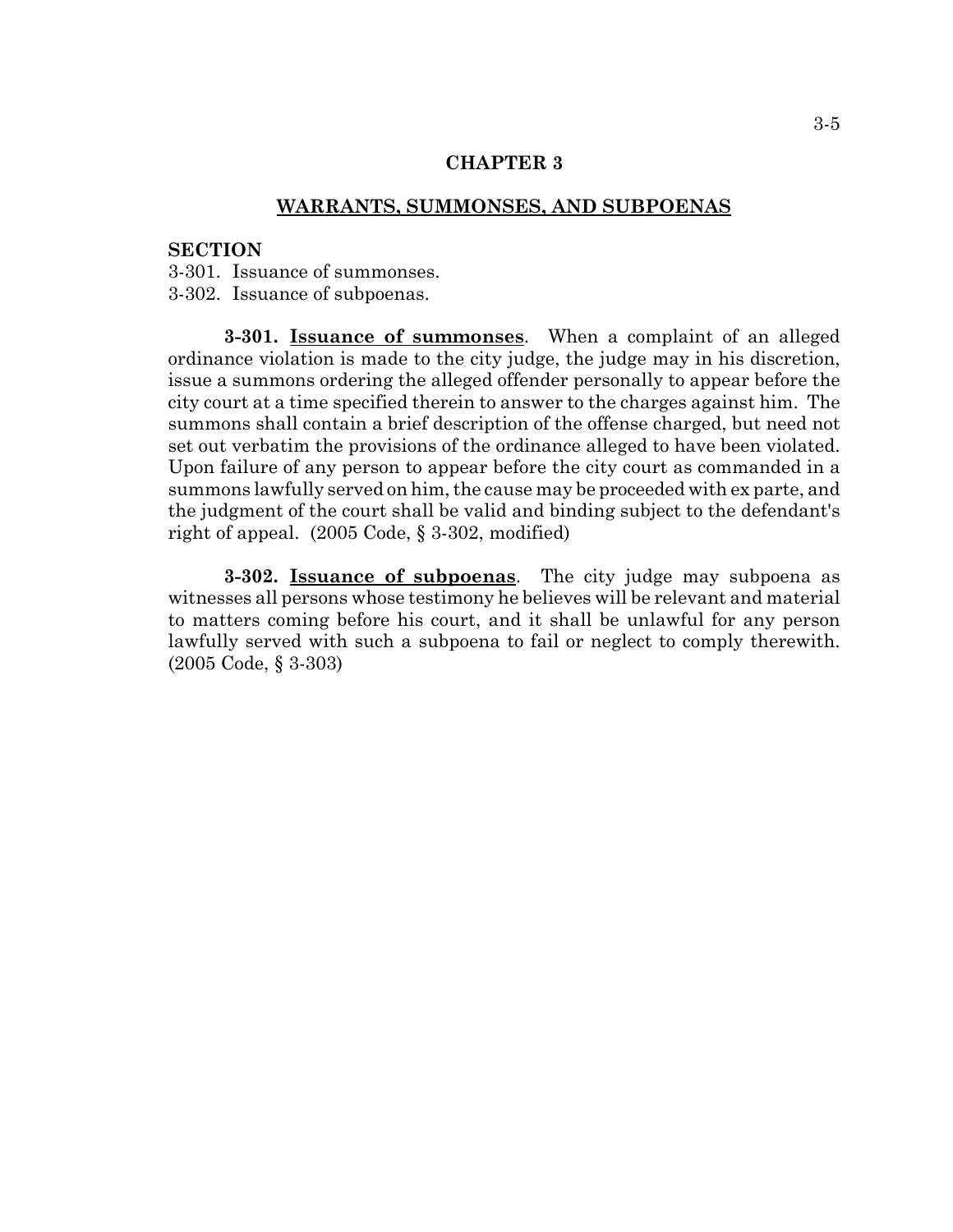# CHAPTER 3

## WARRANTS, SUMMONSES, AND SUBPOENAS

**SECTION**

3-301. Issuance of summonses.
3-302. Issuance of subpoenas.

**3-301. Issuance of summonses**. When a complaint of an alleged ordinance violation is made to the city judge, the judge may in his discretion, issue a summons ordering the alleged offender personally to appear before the city court at a time specified therein to answer to the charges against him. The summons shall contain a brief description of the offense charged, but need not set out verbatim the provisions of the ordinance alleged to have been violated. Upon failure of any person to appear before the city court as commanded in a summons lawfully served on him, the cause may be proceeded with ex parte, and the judgment of the court shall be valid and binding subject to the defendant's right of appeal. (2005 Code, § 3-302, modified)

**3-302. Issuance of subpoenas**. The city judge may subpoena as witnesses all persons whose testimony he believes will be relevant and material to matters coming before his court, and it shall be unlawful for any person lawfully served with such a subpoena to fail or neglect to comply therewith. (2005 Code, § 3-303)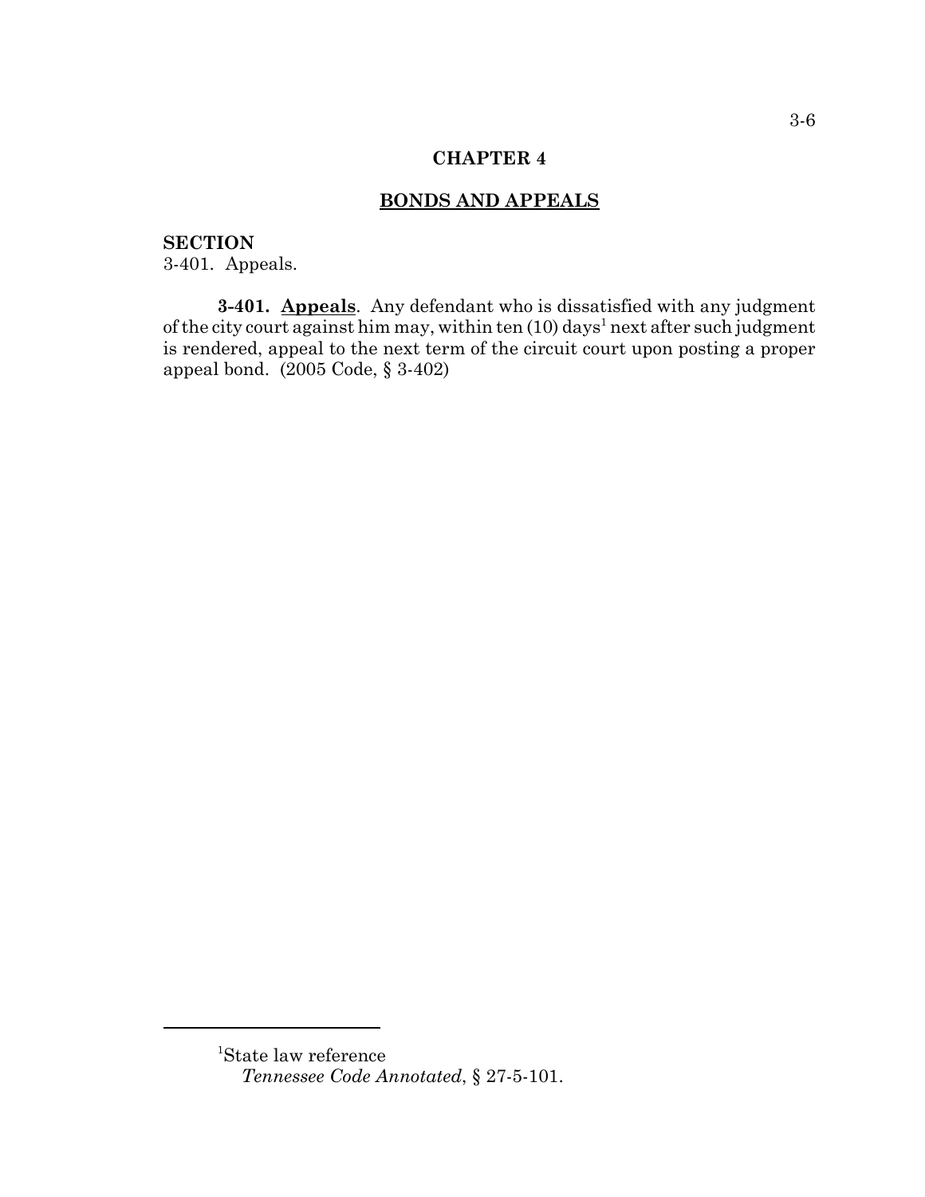# CHAPTER 4

## BONDS AND APPEALS

**SECTION**
3-401. Appeals.

**3-401. Appeals**. Any defendant who is dissatisfied with any judgment of the city court against him may, within ten (10) days[1] next after such judgment is rendered, appeal to the next term of the circuit court upon posting a proper appeal bond. (2005 Code, § 3-402)

---

[1]State law reference
*Tennessee Code Annotated*, § 27-5-101.